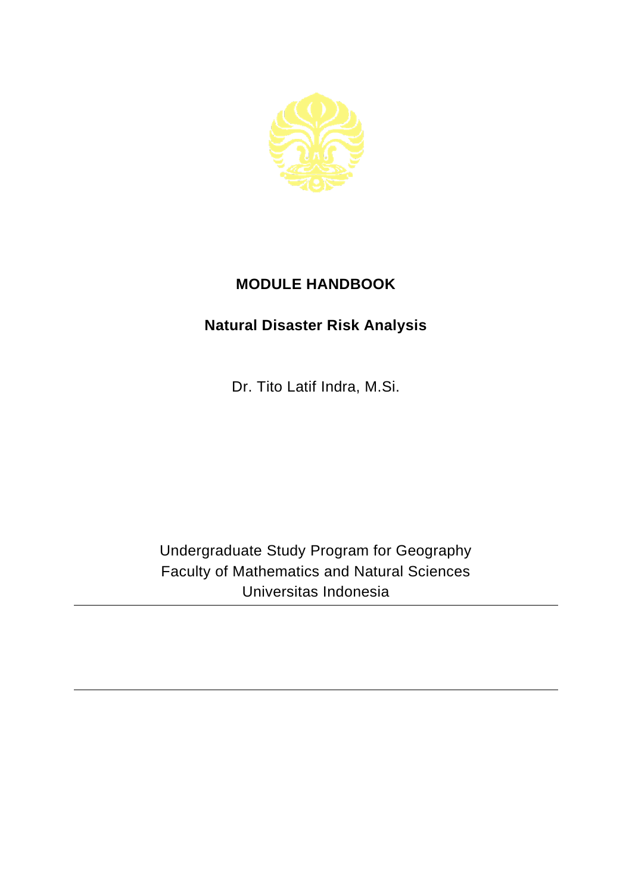# MODULE HANDBOOK

## Natural Disaster Risk Analysis

Dr. Tito Latif Indra, M.Si.

Undergraduate Study Program for Geography
Faculty of Mathematics and Natural Sciences
Universitas Indonesia

---

---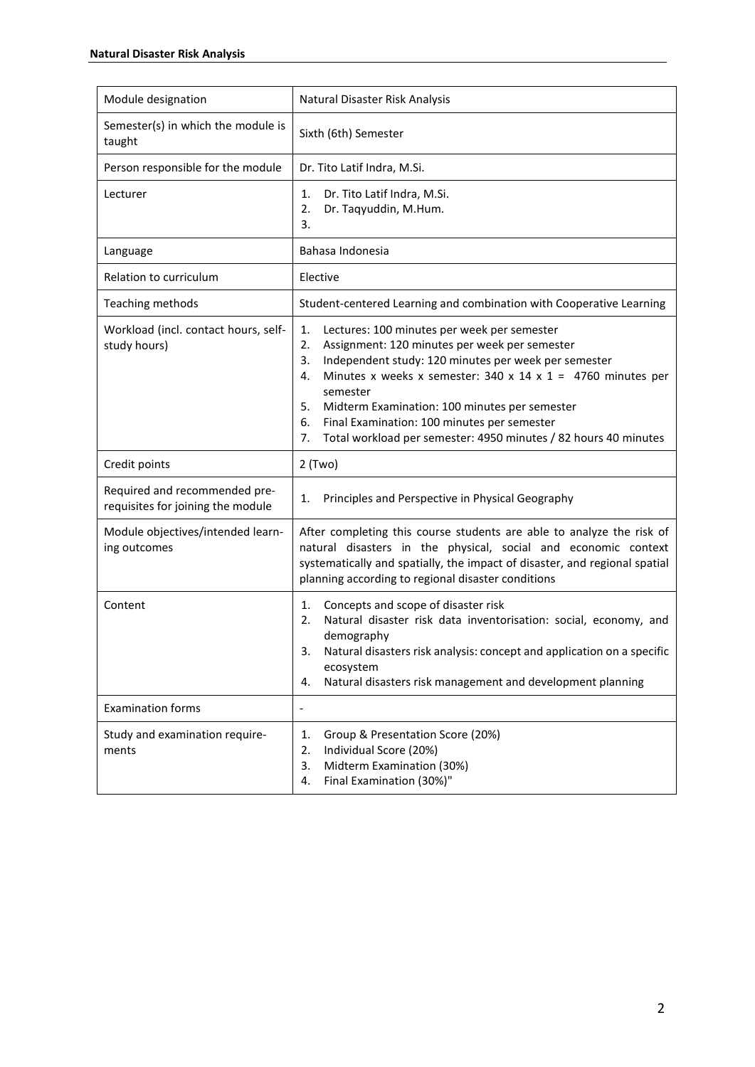| Module designation | Natural Disaster Risk Analysis |
|---|---|
| Semester(s) in which the module is taught | Sixth (6th) Semester |
| Person responsible for the module | Dr. Tito Latif Indra, M.Si. |
| Lecturer | 1. Dr. Tito Latif Indra, M.Si.<br>2. Dr. Taqyuddin, M.Hum.<br>3. |
| Language | Bahasa Indonesia |
| Relation to curriculum | Elective |
| Teaching methods | Student-centered Learning and combination with Cooperative Learning |
| Workload (incl. contact hours, self-study hours) | 1. Lectures: 100 minutes per week per semester<br>2. Assignment: 120 minutes per week per semester<br>3. Independent study: 120 minutes per week per semester<br>4. Minutes x weeks x semester: 340 x 14 x 1 = 4760 minutes per semester<br>5. Midterm Examination: 100 minutes per semester<br>6. Final Examination: 100 minutes per semester<br>7. Total workload per semester: 4950 minutes / 82 hours 40 minutes |
| Credit points | 2 (Two) |
| Required and recommended pre-requisites for joining the module | 1. Principles and Perspective in Physical Geography |
| Module objectives/intended learning outcomes | After completing this course students are able to analyze the risk of natural disasters in the physical, social and economic context systematically and spatially, the impact of disaster, and regional spatial planning according to regional disaster conditions |
| Content | 1. Concepts and scope of disaster risk<br>2. Natural disaster risk data inventorisation: social, economy, and demography<br>3. Natural disasters risk analysis: concept and application on a specific ecosystem<br>4. Natural disasters risk management and development planning |
| Examination forms | - |
| Study and examination requirements | 1. Group & Presentation Score (20%)<br>2. Individual Score (20%)<br>3. Midterm Examination (30%)<br>4. Final Examination (30%)" |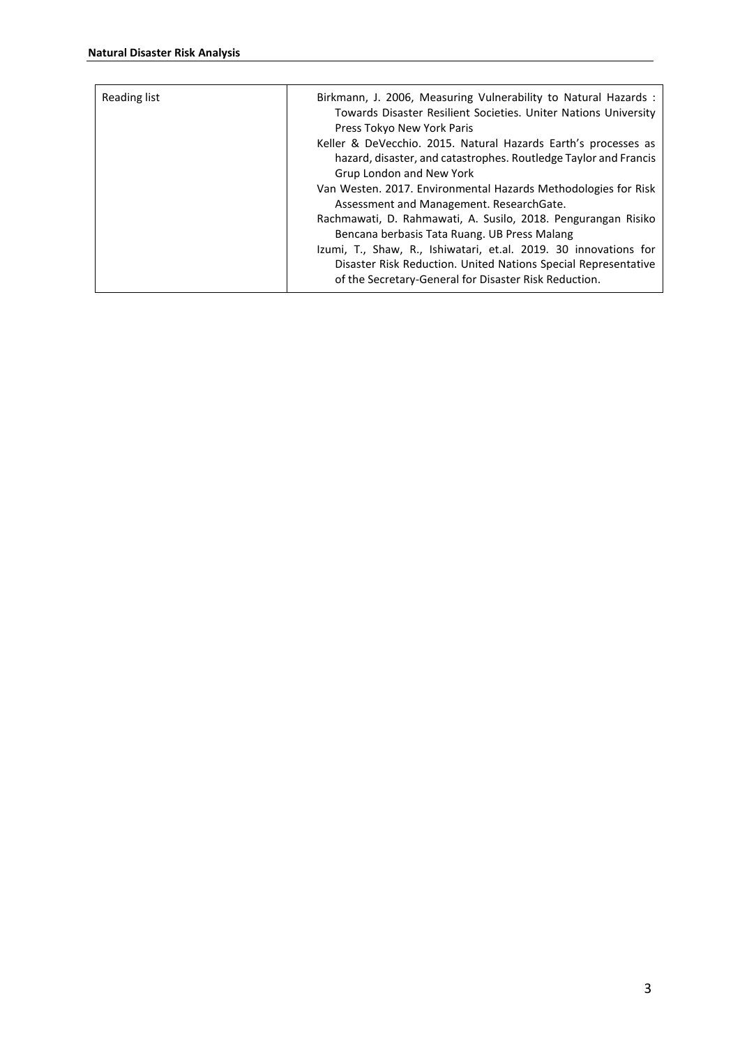| | |
|---|---|
| Reading list | Birkmann, J. 2006, Measuring Vulnerability to Natural Hazards : Towards Disaster Resilient Societies. Uniter Nations University Press Tokyo New York Paris<br>Keller & DeVecchio. 2015. Natural Hazards Earth's processes as hazard, disaster, and catastrophes. Routledge Taylor and Francis Grup London and New York<br>Van Westen. 2017. Environmental Hazards Methodologies for Risk Assessment and Management. ResearchGate.<br>Rachmawati, D. Rahmawati, A. Susilo, 2018. Pengurangan Risiko Bencana berbasis Tata Ruang. UB Press Malang<br>Izumi, T., Shaw, R., Ishiwatari, et.al. 2019. 30 innovations for Disaster Risk Reduction. United Nations Special Representative of the Secretary-General for Disaster Risk Reduction. |